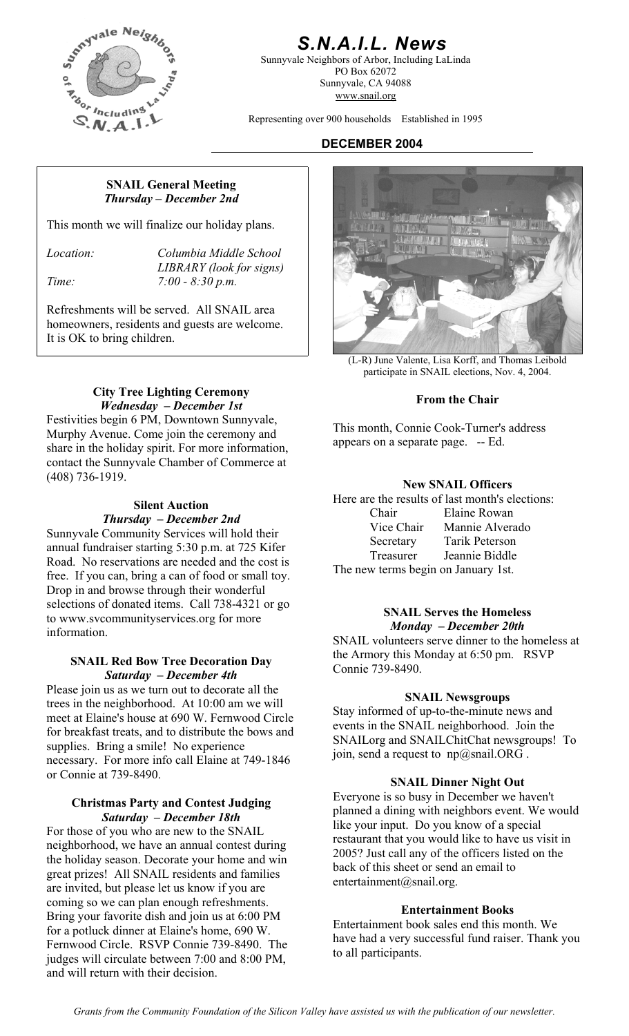# S.N.A.I.L. News

Sunnyvale Neighbors of Arbor, Including LaLinda
PO Box 62072
Sunnyvale, CA 94088
www.snail.org

Representing over 900 households Established in 1995

## DECEMBER 2004

### SNAIL General Meeting
***Thursday – December 2nd***

This month we will finalize our holiday plans.

*Location:* *Columbia Middle School LIBRARY (look for signs)*
*Time:* *7:00 - 8:30 p.m.*

Refreshments will be served. All SNAIL area homeowners, residents and guests are welcome. It is OK to bring children.

### City Tree Lighting Ceremony
***Wednesday – December 1st***

Festivities begin 6 PM, Downtown Sunnyvale, Murphy Avenue. Come join the ceremony and share in the holiday spirit. For more information, contact the Sunnyvale Chamber of Commerce at (408) 736-1919.

### Silent Auction
***Thursday – December 2nd***

Sunnyvale Community Services will hold their annual fundraiser starting 5:30 p.m. at 725 Kifer Road. No reservations are needed and the cost is free. If you can, bring a can of food or small toy. Drop in and browse through their wonderful selections of donated items. Call 738-4321 or go to www.svcommunityservices.org for more information.

### SNAIL Red Bow Tree Decoration Day
***Saturday – December 4th***

Please join us as we turn out to decorate all the trees in the neighborhood. At 10:00 am we will meet at Elaine's house at 690 W. Fernwood Circle for breakfast treats, and to distribute the bows and supplies. Bring a smile! No experience necessary. For more info call Elaine at 749-1846 or Connie at 739-8490.

### Christmas Party and Contest Judging
***Saturday – December 18th***

For those of you who are new to the SNAIL neighborhood, we have an annual contest during the holiday season. Decorate your home and win great prizes! All SNAIL residents and families are invited, but please let us know if you are coming so we can plan enough refreshments. Bring your favorite dish and join us at 6:00 PM for a potluck dinner at Elaine's home, 690 W. Fernwood Circle. RSVP Connie 739-8490. The judges will circulate between 7:00 and 8:00 PM, and will return with their decision.

(L-R) June Valente, Lisa Korff, and Thomas Leibold participate in SNAIL elections, Nov. 4, 2004.

### From the Chair

This month, Connie Cook-Turner's address appears on a separate page. -- Ed.

### New SNAIL Officers

Here are the results of last month's elections:

| | |
|---|---|
| Chair | Elaine Rowan |
| Vice Chair | Mannie Alverado |
| Secretary | Tarik Peterson |
| Treasurer | Jeannie Biddle |

The new terms begin on January 1st.

### SNAIL Serves the Homeless
***Monday – December 20th***

SNAIL volunteers serve dinner to the homeless at the Armory this Monday at 6:50 pm. RSVP Connie 739-8490.

### SNAIL Newsgroups

Stay informed of up-to-the-minute news and events in the SNAIL neighborhood. Join the SNAILorg and SNAILChitChat newsgroups! To join, send a request to np@snail.ORG .

### SNAIL Dinner Night Out

Everyone is so busy in December we haven't planned a dining with neighbors event. We would like your input. Do you know of a special restaurant that you would like to have us visit in 2005? Just call any of the officers listed on the back of this sheet or send an email to entertainment@snail.org.

### Entertainment Books

Entertainment book sales end this month. We have had a very successful fund raiser. Thank you to all participants.

*Grants from the Community Foundation of the Silicon Valley have assisted us with the publication of our newsletter.*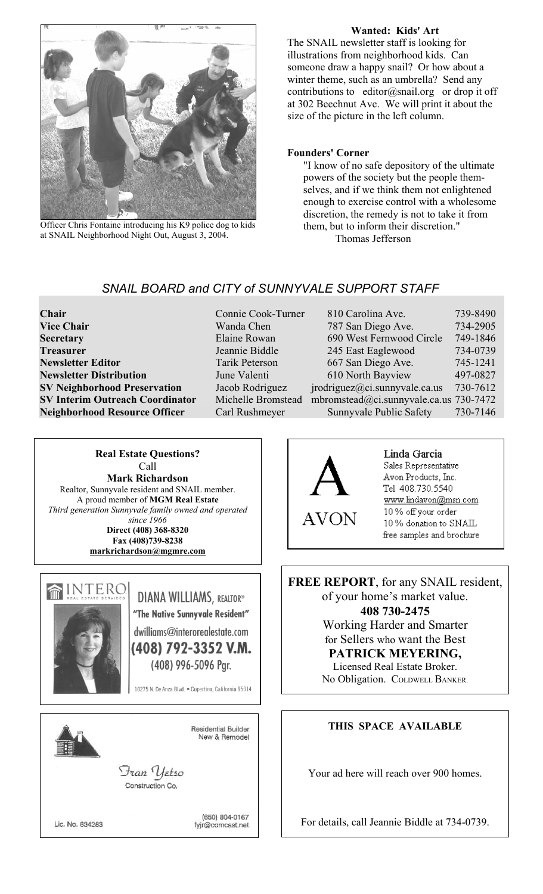Officer Chris Fontaine introducing his K9 police dog to kids at SNAIL Neighborhood Night Out, August 3, 2004.

**Wanted: Kids' Art**

The SNAIL newsletter staff is looking for illustrations from neighborhood kids. Can someone draw a happy snail? Or how about a winter theme, such as an umbrella? Send any contributions to editor@snail.org or drop it off at 302 Beechnut Ave. We will print it about the size of the picture in the left column.

**Founders' Corner**

"I know of no safe depository of the ultimate powers of the society but the people themselves, and if we think them not enlightened enough to exercise control with a wholesome discretion, the remedy is not to take it from them, but to inform their discretion."
Thomas Jefferson

## *SNAIL BOARD and CITY of SUNNYVALE SUPPORT STAFF*

| | | | |
|---|---|---|---|
| **Chair** | Connie Cook-Turner | 810 Carolina Ave. | 739-8490 |
| **Vice Chair** | Wanda Chen | 787 San Diego Ave. | 734-2905 |
| **Secretary** | Elaine Rowan | 690 West Fernwood Circle | 749-1846 |
| **Treasurer** | Jeannie Biddle | 245 East Eaglewood | 734-0739 |
| **Newsletter Editor** | Tarik Peterson | 667 San Diego Ave. | 745-1241 |
| **Newsletter Distribution** | June Valenti | 610 North Bayview | 497-0827 |
| **SV Neighborhood Preservation** | Jacob Rodriguez | jrodriguez@ci.sunnyvale.ca.us | 730-7612 |
| **SV Interim Outreach Coordinator** | Michelle Bromstead | mbromstead@ci.sunnyvale.ca.us | 730-7472 |
| **Neighborhood Resource Officer** | Carl Rushmeyer | Sunnyvale Public Safety | 730-7146 |

**Real Estate Questions?**
Call
**Mark Richardson**
Realtor, Sunnyvale resident and SNAIL member.
A proud member of **MGM Real Estate**
*Third generation Sunnyvale family owned and operated since 1966*
**Direct (408) 368-8320**
**Fax (408)739-8238**
**markrichardson@mgmre.com**

AVON
Linda Garcia
Sales Representative
Avon Products, Inc.
Tel 408.730.5540
www.lindavon@msn.com
10 % off your order
10 % donation to SNAIL
free samples and brochure

INTERO REAL ESTATE SERVICES
DIANA WILLIAMS, REALTOR®
"The Native Sunnyvale Resident"
dwilliams@interorealestate.com
(408) 792-3352 V.M.
(408) 996-5096 Pgr.
10275 N. De Anza Blvd. • Cupertino, California 95014

**FREE REPORT**, for any SNAIL resident, of your home's market value.
**408 730-2475**
Working Harder and Smarter for Sellers who want the Best
**PATRICK MEYERING,**
Licensed Real Estate Broker.
No Obligation. COLDWELL BANKER.

Residential Builder
New & Remodel
Fran Yetso
Construction Co.
Lic. No. 834283
(650) 804-0167
fyjr@comcast.net

**THIS SPACE AVAILABLE**

Your ad here will reach over 900 homes.

For details, call Jeannie Biddle at 734-0739.